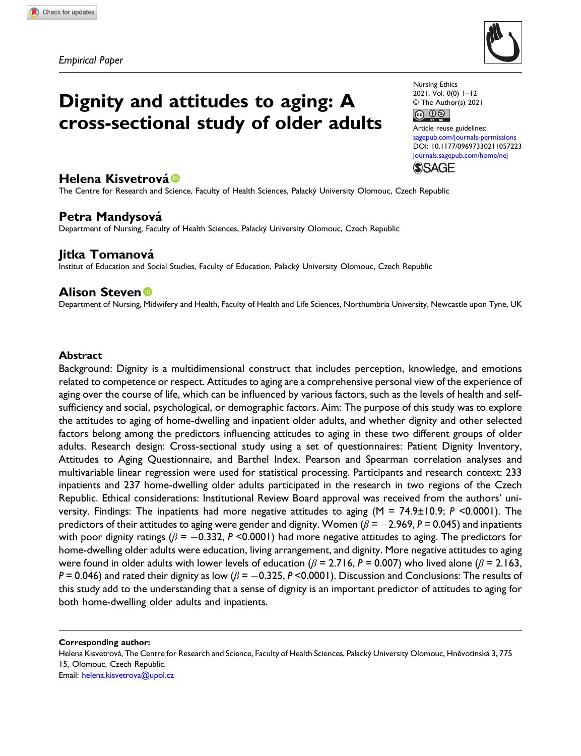*Empirical Paper*

# Dignity and attitudes to aging: A cross-sectional study of older adults

Nursing Ethics
2021, Vol. 0(0) 1–12
© The Author(s) 2021
Article reuse guidelines:
sagepub.com/journals-permissions
DOI: 10.1177/09697330211057223
journals.sagepub.com/home/nej

**Helena Kisvetrová**
The Centre for Research and Science, Faculty of Health Sciences, Palacký University Olomouc, Czech Republic

**Petra Mandysová**
Department of Nursing, Faculty of Health Sciences, Palacký University Olomouc, Czech Republic

**Jitka Tomanová**
Institut of Education and Social Studies, Faculty of Education, Palacký University Olomouc, Czech Republic

**Alison Steven**
Department of Nursing, Midwifery and Health, Faculty of Health and Life Sciences, Northumbria University, Newcastle upon Tyne, UK

## Abstract

Background: Dignity is a multidimensional construct that includes perception, knowledge, and emotions related to competence or respect. Attitudes to aging are a comprehensive personal view of the experience of aging over the course of life, which can be influenced by various factors, such as the levels of health and self-sufficiency and social, psychological, or demographic factors. Aim: The purpose of this study was to explore the attitudes to aging of home-dwelling and inpatient older adults, and whether dignity and other selected factors belong among the predictors influencing attitudes to aging in these two different groups of older adults. Research design: Cross-sectional study using a set of questionnaires: Patient Dignity Inventory, Attitudes to Aging Questionnaire, and Barthel Index. Pearson and Spearman correlation analyses and multivariable linear regression were used for statistical processing. Participants and research context: 233 inpatients and 237 home-dwelling older adults participated in the research in two regions of the Czech Republic. Ethical considerations: Institutional Review Board approval was received from the authors' university. Findings: The inpatients had more negative attitudes to aging (M = 74.9±10.9; $P$ <0.0001). The predictors of their attitudes to aging were gender and dignity. Women ($\beta = -2.969$, $P = 0.045$) and inpatients with poor dignity ratings ($\beta = -0.332$, $P < 0.0001$) had more negative attitudes to aging. The predictors for home-dwelling older adults were education, living arrangement, and dignity. More negative attitudes to aging were found in older adults with lower levels of education ($\beta = 2.716$, $P = 0.007$) who lived alone ($\beta = 2.163$, $P = 0.046$) and rated their dignity as low ($\beta = -0.325$, $P < 0.0001$). Discussion and Conclusions: The results of this study add to the understanding that a sense of dignity is an important predictor of attitudes to aging for both home-dwelling older adults and inpatients.

**Corresponding author:**
Helena Kisvetrová, The Centre for Research and Science, Faculty of Health Sciences, Palacký University Olomouc, Hněvotínská 3, 775 15, Olomouc, Czech Republic.
Email: helena.kisvetrova@upol.cz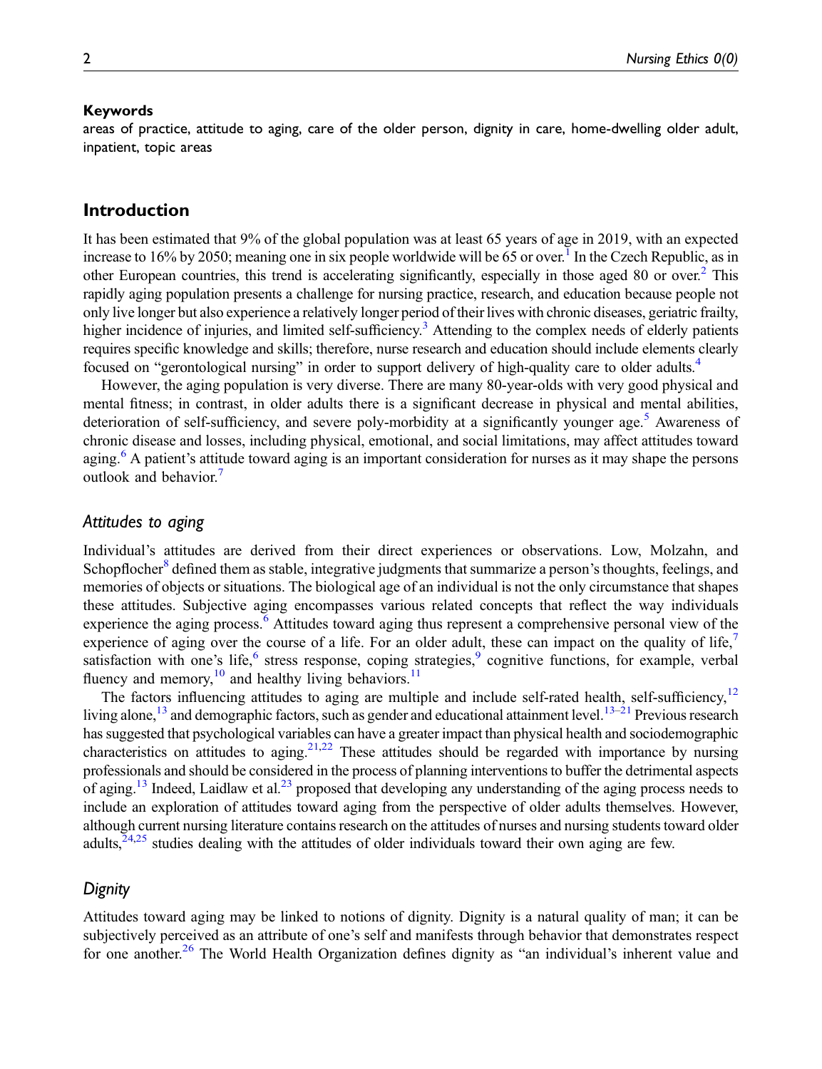**Keywords**

areas of practice, attitude to aging, care of the older person, dignity in care, home-dwelling older adult, inpatient, topic areas

## Introduction

It has been estimated that 9% of the global population was at least 65 years of age in 2019, with an expected increase to 16% by 2050; meaning one in six people worldwide will be 65 or over.[1] In the Czech Republic, as in other European countries, this trend is accelerating significantly, especially in those aged 80 or over.[2] This rapidly aging population presents a challenge for nursing practice, research, and education because people not only live longer but also experience a relatively longer period of their lives with chronic diseases, geriatric frailty, higher incidence of injuries, and limited self-sufficiency.[3] Attending to the complex needs of elderly patients requires specific knowledge and skills; therefore, nurse research and education should include elements clearly focused on "gerontological nursing" in order to support delivery of high-quality care to older adults.[4]

However, the aging population is very diverse. There are many 80-year-olds with very good physical and mental fitness; in contrast, in older adults there is a significant decrease in physical and mental abilities, deterioration of self-sufficiency, and severe poly-morbidity at a significantly younger age.[5] Awareness of chronic disease and losses, including physical, emotional, and social limitations, may affect attitudes toward aging.[6] A patient's attitude toward aging is an important consideration for nurses as it may shape the persons outlook and behavior.[7]

### *Attitudes to aging*

Individual's attitudes are derived from their direct experiences or observations. Low, Molzahn, and Schopflocher[8] defined them as stable, integrative judgments that summarize a person's thoughts, feelings, and memories of objects or situations. The biological age of an individual is not the only circumstance that shapes these attitudes. Subjective aging encompasses various related concepts that reflect the way individuals experience the aging process.[6] Attitudes toward aging thus represent a comprehensive personal view of the experience of aging over the course of a life. For an older adult, these can impact on the quality of life,[7] satisfaction with one's life,[6] stress response, coping strategies,[9] cognitive functions, for example, verbal fluency and memory,[10] and healthy living behaviors.[11]

The factors influencing attitudes to aging are multiple and include self-rated health, self-sufficiency,[12] living alone,[13] and demographic factors, such as gender and educational attainment level.[13–21] Previous research has suggested that psychological variables can have a greater impact than physical health and sociodemographic characteristics on attitudes to aging.[21,22] These attitudes should be regarded with importance by nursing professionals and should be considered in the process of planning interventions to buffer the detrimental aspects of aging.[13] Indeed, Laidlaw et al.[23] proposed that developing any understanding of the aging process needs to include an exploration of attitudes toward aging from the perspective of older adults themselves. However, although current nursing literature contains research on the attitudes of nurses and nursing students toward older adults,[24,25] studies dealing with the attitudes of older individuals toward their own aging are few.

### *Dignity*

Attitudes toward aging may be linked to notions of dignity. Dignity is a natural quality of man; it can be subjectively perceived as an attribute of one's self and manifests through behavior that demonstrates respect for one another.[26] The World Health Organization defines dignity as "an individual's inherent value and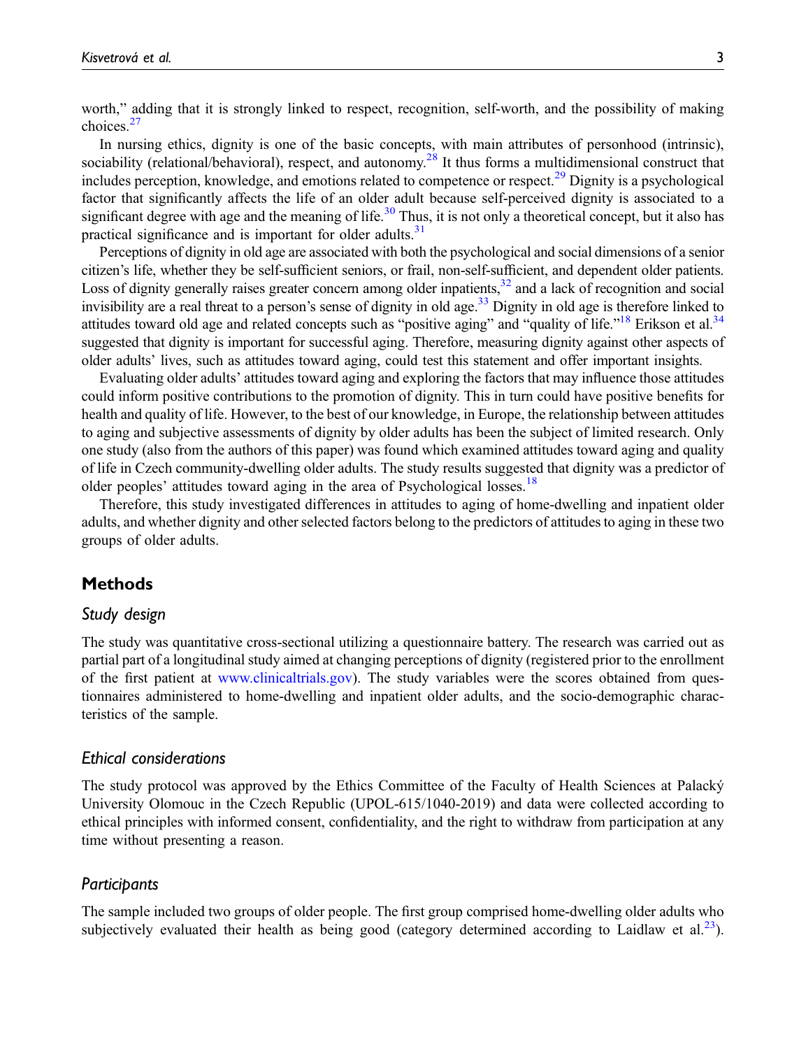worth," adding that it is strongly linked to respect, recognition, self-worth, and the possibility of making choices.[27]

In nursing ethics, dignity is one of the basic concepts, with main attributes of personhood (intrinsic), sociability (relational/behavioral), respect, and autonomy.[28] It thus forms a multidimensional construct that includes perception, knowledge, and emotions related to competence or respect.[29] Dignity is a psychological factor that significantly affects the life of an older adult because self-perceived dignity is associated to a significant degree with age and the meaning of life.[30] Thus, it is not only a theoretical concept, but it also has practical significance and is important for older adults.[31]

Perceptions of dignity in old age are associated with both the psychological and social dimensions of a senior citizen's life, whether they be self-sufficient seniors, or frail, non-self-sufficient, and dependent older patients. Loss of dignity generally raises greater concern among older inpatients,[32] and a lack of recognition and social invisibility are a real threat to a person's sense of dignity in old age.[33] Dignity in old age is therefore linked to attitudes toward old age and related concepts such as "positive aging" and "quality of life."[18] Erikson et al.[34] suggested that dignity is important for successful aging. Therefore, measuring dignity against other aspects of older adults' lives, such as attitudes toward aging, could test this statement and offer important insights.

Evaluating older adults' attitudes toward aging and exploring the factors that may influence those attitudes could inform positive contributions to the promotion of dignity. This in turn could have positive benefits for health and quality of life. However, to the best of our knowledge, in Europe, the relationship between attitudes to aging and subjective assessments of dignity by older adults has been the subject of limited research. Only one study (also from the authors of this paper) was found which examined attitudes toward aging and quality of life in Czech community-dwelling older adults. The study results suggested that dignity was a predictor of older peoples' attitudes toward aging in the area of Psychological losses.[18]

Therefore, this study investigated differences in attitudes to aging of home-dwelling and inpatient older adults, and whether dignity and other selected factors belong to the predictors of attitudes to aging in these two groups of older adults.

## Methods

### *Study design*

The study was quantitative cross-sectional utilizing a questionnaire battery. The research was carried out as partial part of a longitudinal study aimed at changing perceptions of dignity (registered prior to the enrollment of the first patient at www.clinicaltrials.gov). The study variables were the scores obtained from questionnaires administered to home-dwelling and inpatient older adults, and the socio-demographic characteristics of the sample.

### *Ethical considerations*

The study protocol was approved by the Ethics Committee of the Faculty of Health Sciences at Palacký University Olomouc in the Czech Republic (UPOL-615/1040-2019) and data were collected according to ethical principles with informed consent, confidentiality, and the right to withdraw from participation at any time without presenting a reason.

### *Participants*

The sample included two groups of older people. The first group comprised home-dwelling older adults who subjectively evaluated their health as being good (category determined according to Laidlaw et al.[23]).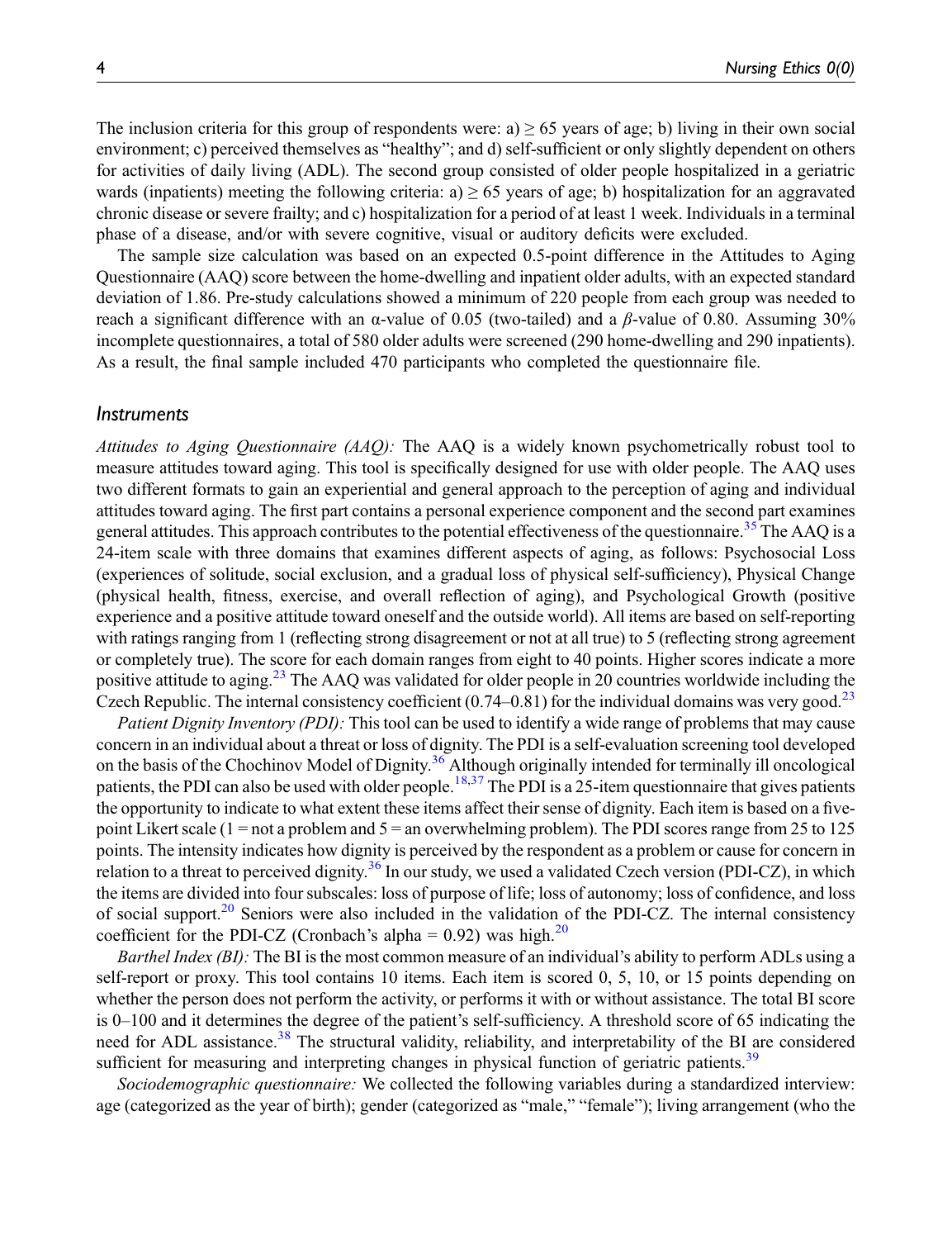The inclusion criteria for this group of respondents were: a) ≥ 65 years of age; b) living in their own social environment; c) perceived themselves as "healthy"; and d) self-sufficient or only slightly dependent on others for activities of daily living (ADL). The second group consisted of older people hospitalized in a geriatric wards (inpatients) meeting the following criteria: a) ≥ 65 years of age; b) hospitalization for an aggravated chronic disease or severe frailty; and c) hospitalization for a period of at least 1 week. Individuals in a terminal phase of a disease, and/or with severe cognitive, visual or auditory deficits were excluded.

The sample size calculation was based on an expected 0.5-point difference in the Attitudes to Aging Questionnaire (AAQ) score between the home-dwelling and inpatient older adults, with an expected standard deviation of 1.86. Pre-study calculations showed a minimum of 220 people from each group was needed to reach a significant difference with an α-value of 0.05 (two-tailed) and a *β*-value of 0.80. Assuming 30% incomplete questionnaires, a total of 580 older adults were screened (290 home-dwelling and 290 inpatients). As a result, the final sample included 470 participants who completed the questionnaire file.

### Instruments

*Attitudes to Aging Questionnaire (AAQ):* The AAQ is a widely known psychometrically robust tool to measure attitudes toward aging. This tool is specifically designed for use with older people. The AAQ uses two different formats to gain an experiential and general approach to the perception of aging and individual attitudes toward aging. The first part contains a personal experience component and the second part examines general attitudes. This approach contributes to the potential effectiveness of the questionnaire.[35] The AAQ is a 24-item scale with three domains that examines different aspects of aging, as follows: Psychosocial Loss (experiences of solitude, social exclusion, and a gradual loss of physical self-sufficiency), Physical Change (physical health, fitness, exercise, and overall reflection of aging), and Psychological Growth (positive experience and a positive attitude toward oneself and the outside world). All items are based on self-reporting with ratings ranging from 1 (reflecting strong disagreement or not at all true) to 5 (reflecting strong agreement or completely true). The score for each domain ranges from eight to 40 points. Higher scores indicate a more positive attitude to aging.[23] The AAQ was validated for older people in 20 countries worldwide including the Czech Republic. The internal consistency coefficient (0.74–0.81) for the individual domains was very good.[23]

*Patient Dignity Inventory (PDI):* This tool can be used to identify a wide range of problems that may cause concern in an individual about a threat or loss of dignity. The PDI is a self-evaluation screening tool developed on the basis of the Chochinov Model of Dignity.[36] Although originally intended for terminally ill oncological patients, the PDI can also be used with older people.[18,37] The PDI is a 25-item questionnaire that gives patients the opportunity to indicate to what extent these items affect their sense of dignity. Each item is based on a five-point Likert scale (1 = not a problem and 5 = an overwhelming problem). The PDI scores range from 25 to 125 points. The intensity indicates how dignity is perceived by the respondent as a problem or cause for concern in relation to a threat to perceived dignity.[36] In our study, we used a validated Czech version (PDI-CZ), in which the items are divided into four subscales: loss of purpose of life; loss of autonomy; loss of confidence, and loss of social support.[20] Seniors were also included in the validation of the PDI-CZ. The internal consistency coefficient for the PDI-CZ (Cronbach's alpha = 0.92) was high.[20]

*Barthel Index (BI):* The BI is the most common measure of an individual's ability to perform ADLs using a self-report or proxy. This tool contains 10 items. Each item is scored 0, 5, 10, or 15 points depending on whether the person does not perform the activity, or performs it with or without assistance. The total BI score is 0–100 and it determines the degree of the patient's self-sufficiency. A threshold score of 65 indicating the need for ADL assistance.[38] The structural validity, reliability, and interpretability of the BI are considered sufficient for measuring and interpreting changes in physical function of geriatric patients.[39]

*Sociodemographic questionnaire:* We collected the following variables during a standardized interview: age (categorized as the year of birth); gender (categorized as "male," "female"); living arrangement (who the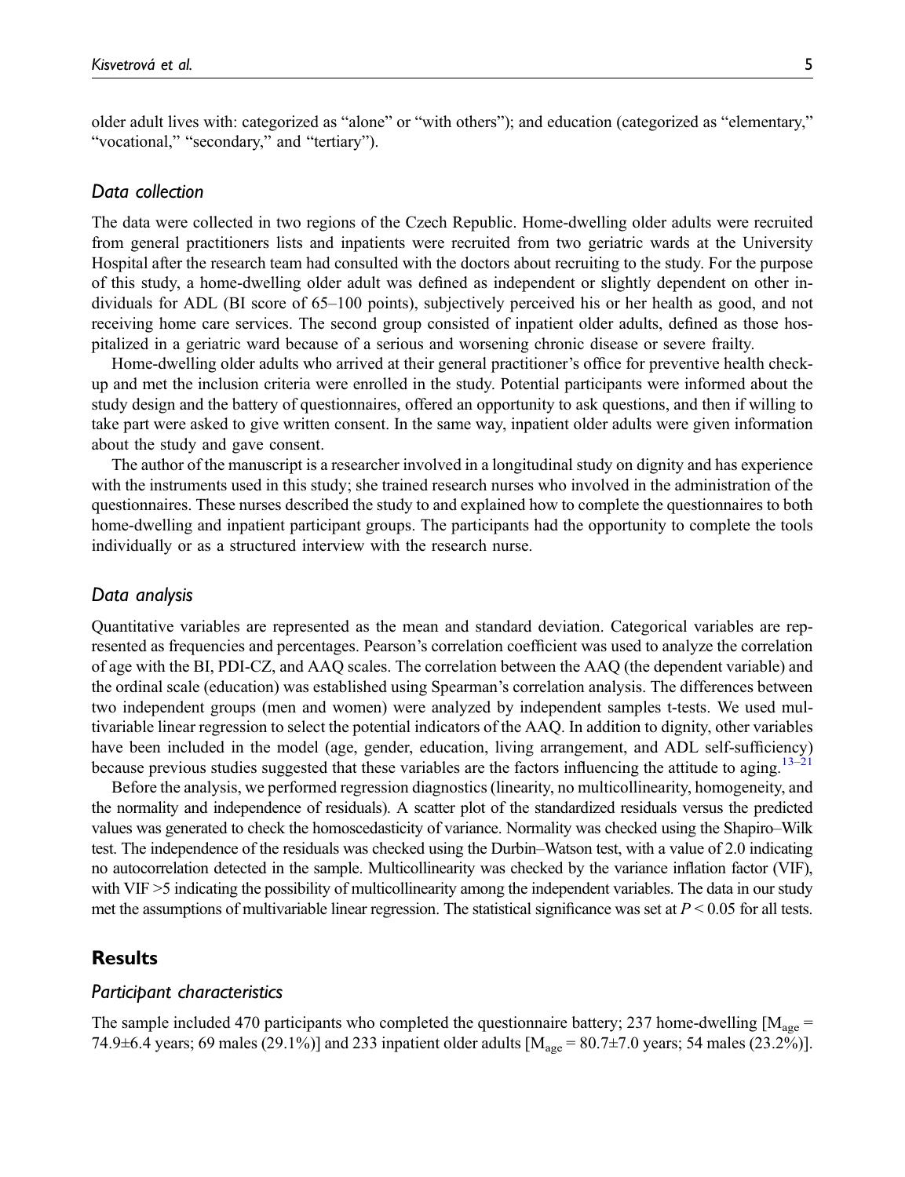older adult lives with: categorized as "alone" or "with others"); and education (categorized as "elementary," "vocational," "secondary," and "tertiary").

### Data collection

The data were collected in two regions of the Czech Republic. Home-dwelling older adults were recruited from general practitioners lists and inpatients were recruited from two geriatric wards at the University Hospital after the research team had consulted with the doctors about recruiting to the study. For the purpose of this study, a home-dwelling older adult was defined as independent or slightly dependent on other individuals for ADL (BI score of 65–100 points), subjectively perceived his or her health as good, and not receiving home care services. The second group consisted of inpatient older adults, defined as those hospitalized in a geriatric ward because of a serious and worsening chronic disease or severe frailty.

Home-dwelling older adults who arrived at their general practitioner's office for preventive health checkup and met the inclusion criteria were enrolled in the study. Potential participants were informed about the study design and the battery of questionnaires, offered an opportunity to ask questions, and then if willing to take part were asked to give written consent. In the same way, inpatient older adults were given information about the study and gave consent.

The author of the manuscript is a researcher involved in a longitudinal study on dignity and has experience with the instruments used in this study; she trained research nurses who involved in the administration of the questionnaires. These nurses described the study to and explained how to complete the questionnaires to both home-dwelling and inpatient participant groups. The participants had the opportunity to complete the tools individually or as a structured interview with the research nurse.

### Data analysis

Quantitative variables are represented as the mean and standard deviation. Categorical variables are represented as frequencies and percentages. Pearson's correlation coefficient was used to analyze the correlation of age with the BI, PDI-CZ, and AAQ scales. The correlation between the AAQ (the dependent variable) and the ordinal scale (education) was established using Spearman's correlation analysis. The differences between two independent groups (men and women) were analyzed by independent samples t-tests. We used multivariable linear regression to select the potential indicators of the AAQ. In addition to dignity, other variables have been included in the model (age, gender, education, living arrangement, and ADL self-sufficiency) because previous studies suggested that these variables are the factors influencing the attitude to aging.[13–21]

Before the analysis, we performed regression diagnostics (linearity, no multicollinearity, homogeneity, and the normality and independence of residuals). A scatter plot of the standardized residuals versus the predicted values was generated to check the homoscedasticity of variance. Normality was checked using the Shapiro–Wilk test. The independence of the residuals was checked using the Durbin–Watson test, with a value of 2.0 indicating no autocorrelation detected in the sample. Multicollinearity was checked by the variance inflation factor (VIF), with VIF >5 indicating the possibility of multicollinearity among the independent variables. The data in our study met the assumptions of multivariable linear regression. The statistical significance was set at $P < 0.05$ for all tests.

## Results

### Participant characteristics

The sample included 470 participants who completed the questionnaire battery; 237 home-dwelling [$M_{age}$ = 74.9±6.4 years; 69 males (29.1%)] and 233 inpatient older adults [$M_{age}$ = 80.7±7.0 years; 54 males (23.2%)].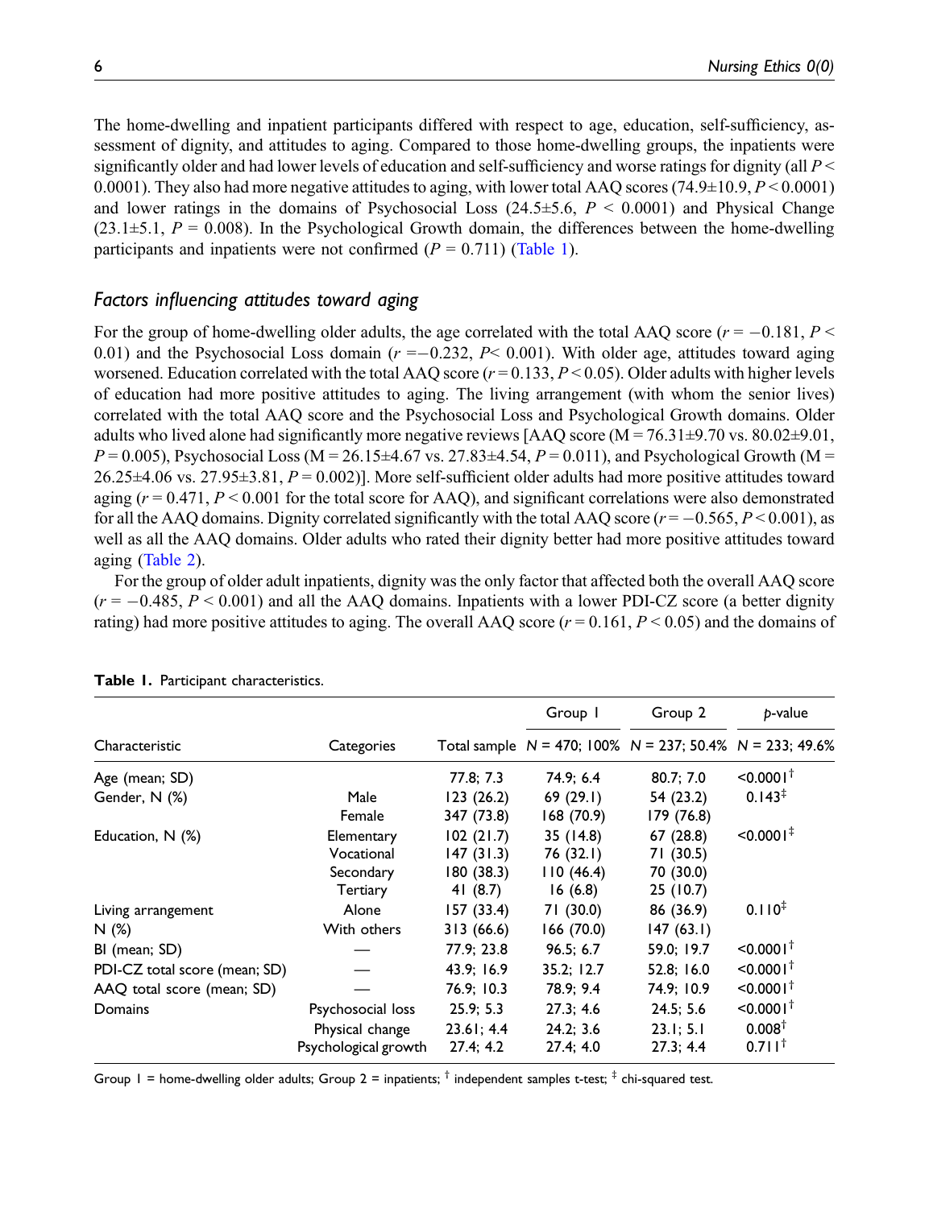The home-dwelling and inpatient participants differed with respect to age, education, self-sufficiency, assessment of dignity, and attitudes to aging. Compared to those home-dwelling groups, the inpatients were significantly older and had lower levels of education and self-sufficiency and worse ratings for dignity (all $P < 0.0001$). They also had more negative attitudes to aging, with lower total AAQ scores (74.9±10.9, $P < 0.0001$) and lower ratings in the domains of Psychosocial Loss (24.5±5.6, $P < 0.0001$) and Physical Change (23.1±5.1, $P = 0.008$). In the Psychological Growth domain, the differences between the home-dwelling participants and inpatients were not confirmed ($P = 0.711$) (Table 1).

### *Factors influencing attitudes toward aging*

For the group of home-dwelling older adults, the age correlated with the total AAQ score ($r = -0.181$, $P < 0.01$) and the Psychosocial Loss domain ($r = -0.232$, $P < 0.001$). With older age, attitudes toward aging worsened. Education correlated with the total AAQ score ($r = 0.133$, $P < 0.05$). Older adults with higher levels of education had more positive attitudes to aging. The living arrangement (with whom the senior lives) correlated with the total AAQ score and the Psychosocial Loss and Psychological Growth domains. Older adults who lived alone had significantly more negative reviews [AAQ score (M = 76.31±9.70 vs. 80.02±9.01, $P = 0.005$), Psychosocial Loss (M = 26.15±4.67 vs. 27.83±4.54, $P = 0.011$), and Psychological Growth (M = 26.25±4.06 vs. 27.95±3.81, $P = 0.002$)]. More self-sufficient older adults had more positive attitudes toward aging ($r = 0.471$, $P < 0.001$ for the total score for AAQ), and significant correlations were also demonstrated for all the AAQ domains. Dignity correlated significantly with the total AAQ score ($r = -0.565$, $P < 0.001$), as well as all the AAQ domains. Older adults who rated their dignity better had more positive attitudes toward aging (Table 2).

For the group of older adult inpatients, dignity was the only factor that affected both the overall AAQ score ($r = -0.485$, $P < 0.001$) and all the AAQ domains. Inpatients with a lower PDI-CZ score (a better dignity rating) had more positive attitudes to aging. The overall AAQ score ($r = 0.161$, $P < 0.05$) and the domains of

**Table 1.** Participant characteristics.

| Characteristic | Categories | Total sample | Group 1 | Group 2 | *p*-value |
|---|---|---|---|---|---|
| | | | N = 470; 100% | N = 237; 50.4% | N = 233; 49.6% |
| Age (mean; SD) | | 77.8; 7.3 | 74.9; 6.4 | 80.7; 7.0 | <0.0001[†] |
| Gender, N (%) | Male | 123 (26.2) | 69 (29.1) | 54 (23.2) | 0.143[‡] |
| | Female | 347 (73.8) | 168 (70.9) | 179 (76.8) | |
| Education, N (%) | Elementary | 102 (21.7) | 35 (14.8) | 67 (28.8) | <0.0001[‡] |
| | Vocational | 147 (31.3) | 76 (32.1) | 71 (30.5) | |
| | Secondary | 180 (38.3) | 110 (46.4) | 70 (30.0) | |
| | Tertiary | 41 (8.7) | 16 (6.8) | 25 (10.7) | |
| Living arrangement N (%) | Alone | 157 (33.4) | 71 (30.0) | 86 (36.9) | 0.110[‡] |
| | With others | 313 (66.6) | 166 (70.0) | 147 (63.1) | |
| BI (mean; SD) | — | 77.9; 23.8 | 96.5; 6.7 | 59.0; 19.7 | <0.0001[†] |
| PDI-CZ total score (mean; SD) | — | 43.9; 16.9 | 35.2; 12.7 | 52.8; 16.0 | <0.0001[†] |
| AAQ total score (mean; SD) | — | 76.9; 10.3 | 78.9; 9.4 | 74.9; 10.9 | <0.0001[†] |
| Domains | Psychosocial loss | 25.9; 5.3 | 27.3; 4.6 | 24.5; 5.6 | <0.0001[†] |
| | Physical change | 23.61; 4.4 | 24.2; 3.6 | 23.1; 5.1 | 0.008[†] |
| | Psychological growth | 27.4; 4.2 | 27.4; 4.0 | 27.3; 4.4 | 0.711[†] |

Group 1 = home-dwelling older adults; Group 2 = inpatients; [†] independent samples t-test; [‡] chi-squared test.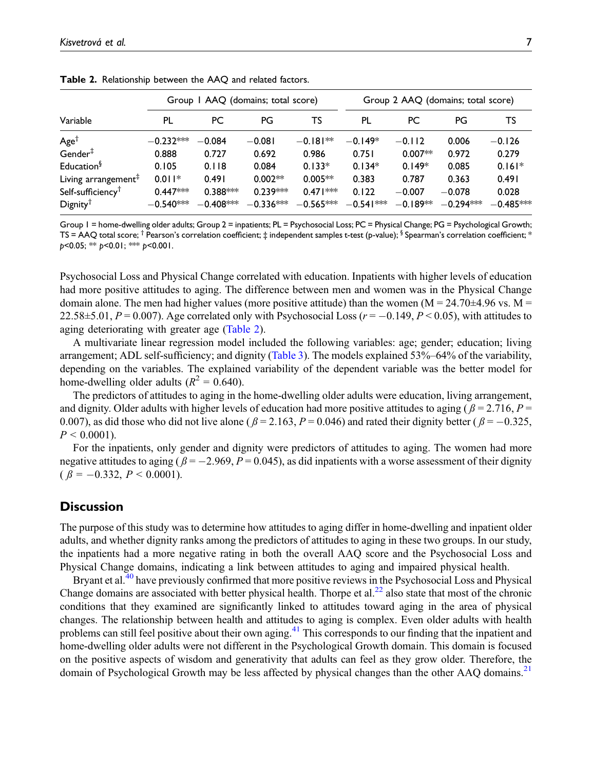**Table 2.** Relationship between the AAQ and related factors.

| Variable | Group 1 AAQ (domains; total score) | | | | Group 2 AAQ (domains; total score) | | | |
|---|---|---|---|---|---|---|---|---|
| | PL | PC | PG | TS | PL | PC | PG | TS |
| Age† | −0.232*** | −0.084 | −0.081 | −0.181** | −0.149* | −0.112 | 0.006 | −0.126 |
| Gender‡ | 0.888 | 0.727 | 0.692 | 0.986 | 0.751 | 0.007** | 0.972 | 0.279 |
| Education§ | 0.105 | 0.118 | 0.084 | 0.133* | 0.134* | 0.149* | 0.085 | 0.161* |
| Living arrangement‡ | 0.011* | 0.491 | 0.002** | 0.005** | 0.383 | 0.787 | 0.363 | 0.491 |
| Self-sufficiency† | 0.447*** | 0.388*** | 0.239*** | 0.471*** | 0.122 | −0.007 | −0.078 | 0.028 |
| Dignity† | −0.540*** | −0.408*** | −0.336*** | −0.565*** | −0.541*** | −0.189** | −0.294*** | −0.485*** |

Group 1 = home-dwelling older adults; Group 2 = inpatients; PL = Psychosocial Loss; PC = Physical Change; PG = Psychological Growth; TS = AAQ total score; † Pearson's correlation coefficient; ‡ independent samples t-test (p-value); § Spearman's correlation coefficient; * $p$<0.05; ** $p$<0.01; *** $p$<0.001.

Psychosocial Loss and Physical Change correlated with education. Inpatients with higher levels of education had more positive attitudes to aging. The difference between men and women was in the Physical Change domain alone. The men had higher values (more positive attitude) than the women (M = 24.70±4.96 vs. M = 22.58±5.01, $P = 0.007$). Age correlated only with Psychosocial Loss ($r = -0.149$, $P < 0.05$), with attitudes to aging deteriorating with greater age (Table 2).

A multivariate linear regression model included the following variables: age; gender; education; living arrangement; ADL self-sufficiency; and dignity (Table 3). The models explained 53%–64% of the variability, depending on the variables. The explained variability of the dependent variable was the better model for home-dwelling older adults ($R^2 = 0.640$).

The predictors of attitudes to aging in the home-dwelling older adults were education, living arrangement, and dignity. Older adults with higher levels of education had more positive attitudes to aging ($\beta = 2.716$, $P = 0.007$), as did those who did not live alone ($\beta = 2.163$, $P = 0.046$) and rated their dignity better ($\beta = -0.325$, $P < 0.0001$).

For the inpatients, only gender and dignity were predictors of attitudes to aging. The women had more negative attitudes to aging ($\beta = -2.969$, $P = 0.045$), as did inpatients with a worse assessment of their dignity ($\beta = -0.332$, $P < 0.0001$).

## Discussion

The purpose of this study was to determine how attitudes to aging differ in home-dwelling and inpatient older adults, and whether dignity ranks among the predictors of attitudes to aging in these two groups. In our study, the inpatients had a more negative rating in both the overall AAQ score and the Psychosocial Loss and Physical Change domains, indicating a link between attitudes to aging and impaired physical health.

Bryant et al.[40] have previously confirmed that more positive reviews in the Psychosocial Loss and Physical Change domains are associated with better physical health. Thorpe et al.[22] also state that most of the chronic conditions that they examined are significantly linked to attitudes toward aging in the area of physical changes. The relationship between health and attitudes to aging is complex. Even older adults with health problems can still feel positive about their own aging.[41] This corresponds to our finding that the inpatient and home-dwelling older adults were not different in the Psychological Growth domain. This domain is focused on the positive aspects of wisdom and generativity that adults can feel as they grow older. Therefore, the domain of Psychological Growth may be less affected by physical changes than the other AAQ domains.[21]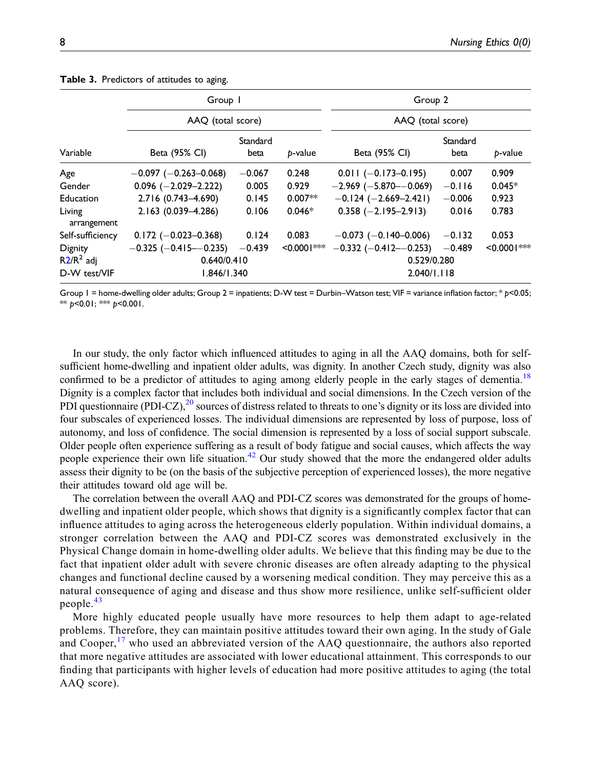**Table 3.** Predictors of attitudes to aging.

| Variable | Group 1 | | | Group 2 | | |
|---|---|---|---|---|---|---|
| | AAQ (total score) | | | AAQ (total score) | | |
| | Beta (95% CI) | Standard beta | *p*-value | Beta (95% CI) | Standard beta | *p*-value |
| Age | −0.097 (−0.263–0.068) | −0.067 | 0.248 | 0.011 (−0.173–0.195) | 0.007 | 0.909 |
| Gender | 0.096 (−2.029–2.222) | 0.005 | 0.929 | −2.969 (−5.870–−0.069) | −0.116 | 0.045* |
| Education | 2.716 (0.743–4.690) | 0.145 | 0.007** | −0.124 (−2.669–2.421) | −0.006 | 0.923 |
| Living arrangement | 2.163 (0.039–4.286) | 0.106 | 0.046* | 0.358 (−2.195–2.913) | 0.016 | 0.783 |
| Self-sufficiency | 0.172 (−0.023–0.368) | 0.124 | 0.083 | −0.073 (−0.140–0.006) | −0.132 | 0.053 |
| Dignity | −0.325 (−0.415–−0.235) | −0.439 | <0.0001*** | −0.332 (−0.412–−0.253) | −0.489 | <0.0001*** |
| R2/$R^2$ adj | 0.640/0.410 | | | 0.529/0.280 | | |
| D-W test/VIF | 1.846/1.340 | | | 2.040/1.118 | | |

Group 1 = home-dwelling older adults; Group 2 = inpatients; D-W test = Durbin–Watson test; VIF = variance inflation factor; * $p$<0.05; ** $p$<0.01; *** $p$<0.001.

In our study, the only factor which influenced attitudes to aging in all the AAQ domains, both for self-sufficient home-dwelling and inpatient older adults, was dignity. In another Czech study, dignity was also confirmed to be a predictor of attitudes to aging among elderly people in the early stages of dementia.[18] Dignity is a complex factor that includes both individual and social dimensions. In the Czech version of the PDI questionnaire (PDI-CZ),[20] sources of distress related to threats to one's dignity or its loss are divided into four subscales of experienced losses. The individual dimensions are represented by loss of purpose, loss of autonomy, and loss of confidence. The social dimension is represented by a loss of social support subscale. Older people often experience suffering as a result of body fatigue and social causes, which affects the way people experience their own life situation.[42] Our study showed that the more the endangered older adults assess their dignity to be (on the basis of the subjective perception of experienced losses), the more negative their attitudes toward old age will be.

The correlation between the overall AAQ and PDI-CZ scores was demonstrated for the groups of home-dwelling and inpatient older people, which shows that dignity is a significantly complex factor that can influence attitudes to aging across the heterogeneous elderly population. Within individual domains, a stronger correlation between the AAQ and PDI-CZ scores was demonstrated exclusively in the Physical Change domain in home-dwelling older adults. We believe that this finding may be due to the fact that inpatient older adult with severe chronic diseases are often already adapting to the physical changes and functional decline caused by a worsening medical condition. They may perceive this as a natural consequence of aging and disease and thus show more resilience, unlike self-sufficient older people.[43]

More highly educated people usually have more resources to help them adapt to age-related problems. Therefore, they can maintain positive attitudes toward their own aging. In the study of Gale and Cooper,[17] who used an abbreviated version of the AAQ questionnaire, the authors also reported that more negative attitudes are associated with lower educational attainment. This corresponds to our finding that participants with higher levels of education had more positive attitudes to aging (the total AAQ score).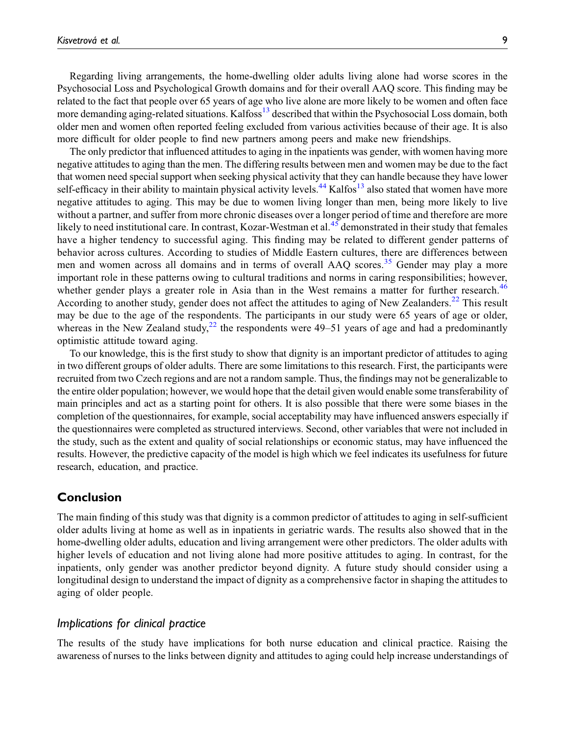Regarding living arrangements, the home-dwelling older adults living alone had worse scores in the Psychosocial Loss and Psychological Growth domains and for their overall AAQ score. This finding may be related to the fact that people over 65 years of age who live alone are more likely to be women and often face more demanding aging-related situations. Kalfoss[13] described that within the Psychosocial Loss domain, both older men and women often reported feeling excluded from various activities because of their age. It is also more difficult for older people to find new partners among peers and make new friendships.

The only predictor that influenced attitudes to aging in the inpatients was gender, with women having more negative attitudes to aging than the men. The differing results between men and women may be due to the fact that women need special support when seeking physical activity that they can handle because they have lower self-efficacy in their ability to maintain physical activity levels.[44] Kalfos[13] also stated that women have more negative attitudes to aging. This may be due to women living longer than men, being more likely to live without a partner, and suffer from more chronic diseases over a longer period of time and therefore are more likely to need institutional care. In contrast, Kozar-Westman et al.[45] demonstrated in their study that females have a higher tendency to successful aging. This finding may be related to different gender patterns of behavior across cultures. According to studies of Middle Eastern cultures, there are differences between men and women across all domains and in terms of overall AAQ scores.[35] Gender may play a more important role in these patterns owing to cultural traditions and norms in caring responsibilities; however, whether gender plays a greater role in Asia than in the West remains a matter for further research.[46] According to another study, gender does not affect the attitudes to aging of New Zealanders.[22] This result may be due to the age of the respondents. The participants in our study were 65 years of age or older, whereas in the New Zealand study,[22] the respondents were 49–51 years of age and had a predominantly optimistic attitude toward aging.

To our knowledge, this is the first study to show that dignity is an important predictor of attitudes to aging in two different groups of older adults. There are some limitations to this research. First, the participants were recruited from two Czech regions and are not a random sample. Thus, the findings may not be generalizable to the entire older population; however, we would hope that the detail given would enable some transferability of main principles and act as a starting point for others. It is also possible that there were some biases in the completion of the questionnaires, for example, social acceptability may have influenced answers especially if the questionnaires were completed as structured interviews. Second, other variables that were not included in the study, such as the extent and quality of social relationships or economic status, may have influenced the results. However, the predictive capacity of the model is high which we feel indicates its usefulness for future research, education, and practice.

## Conclusion

The main finding of this study was that dignity is a common predictor of attitudes to aging in self-sufficient older adults living at home as well as in inpatients in geriatric wards. The results also showed that in the home-dwelling older adults, education and living arrangement were other predictors. The older adults with higher levels of education and not living alone had more positive attitudes to aging. In contrast, for the inpatients, only gender was another predictor beyond dignity. A future study should consider using a longitudinal design to understand the impact of dignity as a comprehensive factor in shaping the attitudes to aging of older people.

### *Implications for clinical practice*

The results of the study have implications for both nurse education and clinical practice. Raising the awareness of nurses to the links between dignity and attitudes to aging could help increase understandings of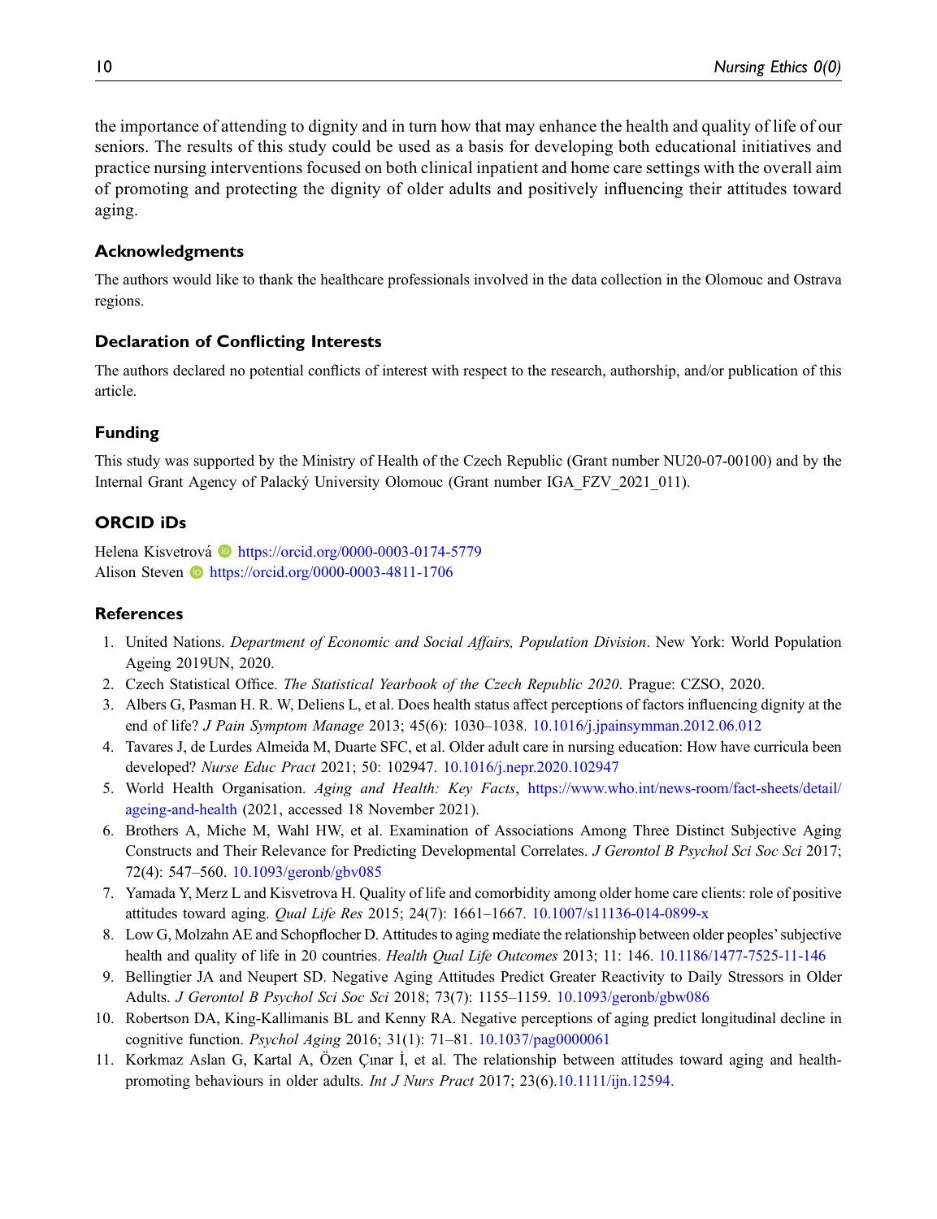the importance of attending to dignity and in turn how that may enhance the health and quality of life of our seniors. The results of this study could be used as a basis for developing both educational initiatives and practice nursing interventions focused on both clinical inpatient and home care settings with the overall aim of promoting and protecting the dignity of older adults and positively influencing their attitudes toward aging.

## Acknowledgments

The authors would like to thank the healthcare professionals involved in the data collection in the Olomouc and Ostrava regions.

## Declaration of Conflicting Interests

The authors declared no potential conflicts of interest with respect to the research, authorship, and/or publication of this article.

## Funding

This study was supported by the Ministry of Health of the Czech Republic (Grant number NU20-07-00100) and by the Internal Grant Agency of Palacký University Olomouc (Grant number IGA_FZV_2021_011).

## ORCID iDs

Helena Kisvetrová https://orcid.org/0000-0003-0174-5779
Alison Steven https://orcid.org/0000-0003-4811-1706

## References

1. United Nations. *Department of Economic and Social Affairs, Population Division*. New York: World Population Ageing 2019UN, 2020.
2. Czech Statistical Office. *The Statistical Yearbook of the Czech Republic 2020*. Prague: CZSO, 2020.
3. Albers G, Pasman H. R. W, Deliens L, et al. Does health status affect perceptions of factors influencing dignity at the end of life? *J Pain Symptom Manage* 2013; 45(6): 1030–1038. 10.1016/j.jpainsymman.2012.06.012
4. Tavares J, de Lurdes Almeida M, Duarte SFC, et al. Older adult care in nursing education: How have curricula been developed? *Nurse Educ Pract* 2021; 50: 102947. 10.1016/j.nepr.2020.102947
5. World Health Organisation. *Aging and Health: Key Facts*, https://www.who.int/news-room/fact-sheets/detail/ageing-and-health (2021, accessed 18 November 2021).
6. Brothers A, Miche M, Wahl HW, et al. Examination of Associations Among Three Distinct Subjective Aging Constructs and Their Relevance for Predicting Developmental Correlates. *J Gerontol B Psychol Sci Soc Sci* 2017; 72(4): 547–560. 10.1093/geronb/gbv085
7. Yamada Y, Merz L and Kisvetrova H. Quality of life and comorbidity among older home care clients: role of positive attitudes toward aging. *Qual Life Res* 2015; 24(7): 1661–1667. 10.1007/s11136-014-0899-x
8. Low G, Molzahn AE and Schopflocher D. Attitudes to aging mediate the relationship between older peoples' subjective health and quality of life in 20 countries. *Health Qual Life Outcomes* 2013; 11: 146. 10.1186/1477-7525-11-146
9. Bellingtier JA and Neupert SD. Negative Aging Attitudes Predict Greater Reactivity to Daily Stressors in Older Adults. *J Gerontol B Psychol Sci Soc Sci* 2018; 73(7): 1155–1159. 10.1093/geronb/gbw086
10. Robertson DA, King-Kallimanis BL and Kenny RA. Negative perceptions of aging predict longitudinal decline in cognitive function. *Psychol Aging* 2016; 31(1): 71–81. 10.1037/pag0000061
11. Korkmaz Aslan G, Kartal A, Özen Çınar İ, et al. The relationship between attitudes toward aging and health-promoting behaviours in older adults. *Int J Nurs Pract* 2017; 23(6).10.1111/ijn.12594.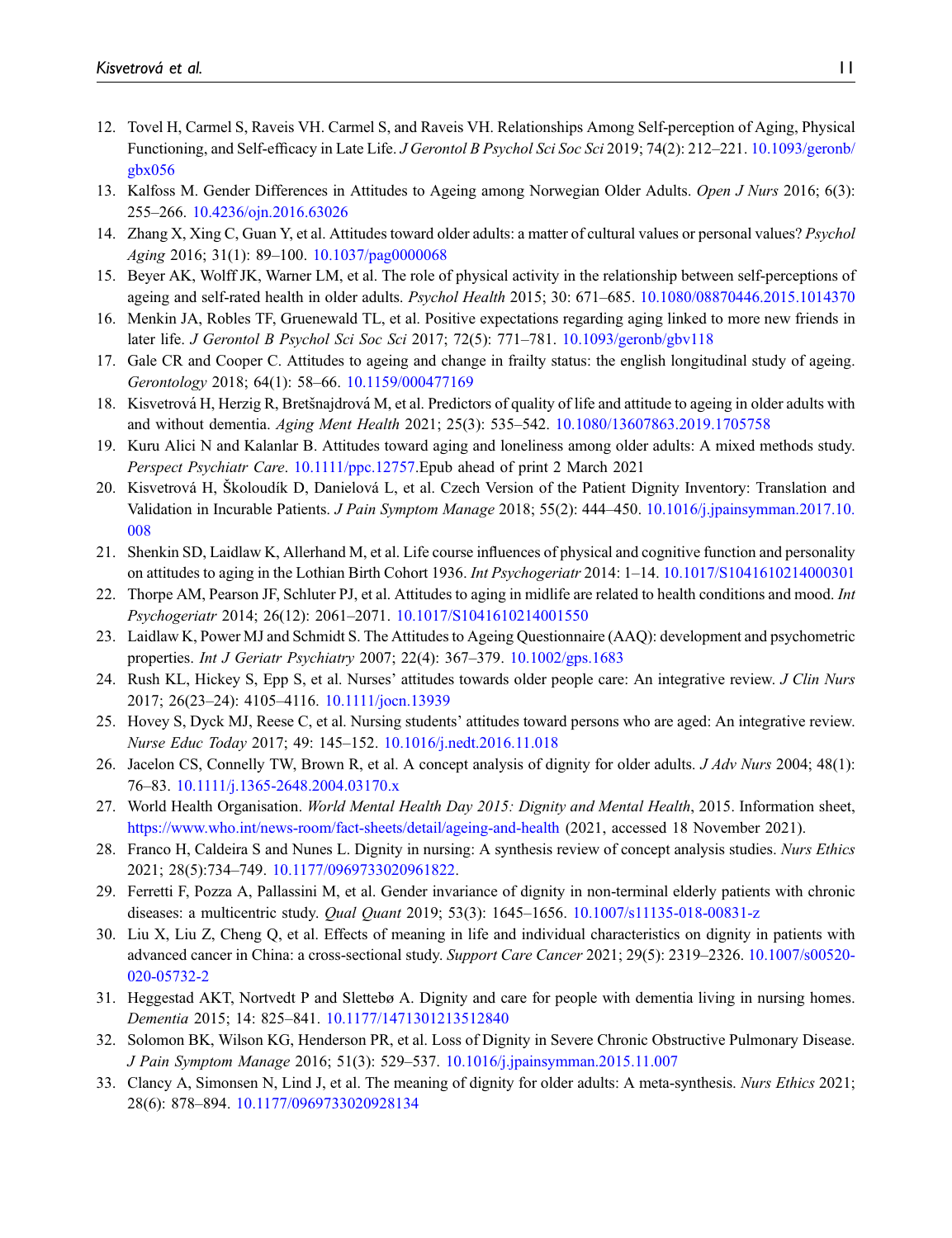12. Tovel H, Carmel S, Raveis VH. Carmel S, and Raveis VH. Relationships Among Self-perception of Aging, Physical Functioning, and Self-efficacy in Late Life. *J Gerontol B Psychol Sci Soc Sci* 2019; 74(2): 212–221. 10.1093/geronb/gbx056
13. Kalfoss M. Gender Differences in Attitudes to Ageing among Norwegian Older Adults. *Open J Nurs* 2016; 6(3): 255–266. 10.4236/ojn.2016.63026
14. Zhang X, Xing C, Guan Y, et al. Attitudes toward older adults: a matter of cultural values or personal values? *Psychol Aging* 2016; 31(1): 89–100. 10.1037/pag0000068
15. Beyer AK, Wolff JK, Warner LM, et al. The role of physical activity in the relationship between self-perceptions of ageing and self-rated health in older adults. *Psychol Health* 2015; 30: 671–685. 10.1080/08870446.2015.1014370
16. Menkin JA, Robles TF, Gruenewald TL, et al. Positive expectations regarding aging linked to more new friends in later life. *J Gerontol B Psychol Sci Soc Sci* 2017; 72(5): 771–781. 10.1093/geronb/gbv118
17. Gale CR and Cooper C. Attitudes to ageing and change in frailty status: the english longitudinal study of ageing. *Gerontology* 2018; 64(1): 58–66. 10.1159/000477169
18. Kisvetrová H, Herzig R, Bretšnajdrová M, et al. Predictors of quality of life and attitude to ageing in older adults with and without dementia. *Aging Ment Health* 2021; 25(3): 535–542. 10.1080/13607863.2019.1705758
19. Kuru Alici N and Kalanlar B. Attitudes toward aging and loneliness among older adults: A mixed methods study. *Perspect Psychiatr Care*. 10.1111/ppc.12757.Epub ahead of print 2 March 2021
20. Kisvetrová H, Školoudík D, Danielová L, et al. Czech Version of the Patient Dignity Inventory: Translation and Validation in Incurable Patients. *J Pain Symptom Manage* 2018; 55(2): 444–450. 10.1016/j.jpainsymman.2017.10.008
21. Shenkin SD, Laidlaw K, Allerhand M, et al. Life course influences of physical and cognitive function and personality on attitudes to aging in the Lothian Birth Cohort 1936. *Int Psychogeriatr* 2014: 1–14. 10.1017/S1041610214000301
22. Thorpe AM, Pearson JF, Schluter PJ, et al. Attitudes to aging in midlife are related to health conditions and mood. *Int Psychogeriatr* 2014; 26(12): 2061–2071. 10.1017/S1041610214001550
23. Laidlaw K, Power MJ and Schmidt S. The Attitudes to Ageing Questionnaire (AAQ): development and psychometric properties. *Int J Geriatr Psychiatry* 2007; 22(4): 367–379. 10.1002/gps.1683
24. Rush KL, Hickey S, Epp S, et al. Nurses' attitudes towards older people care: An integrative review. *J Clin Nurs* 2017; 26(23–24): 4105–4116. 10.1111/jocn.13939
25. Hovey S, Dyck MJ, Reese C, et al. Nursing students' attitudes toward persons who are aged: An integrative review. *Nurse Educ Today* 2017; 49: 145–152. 10.1016/j.nedt.2016.11.018
26. Jacelon CS, Connelly TW, Brown R, et al. A concept analysis of dignity for older adults. *J Adv Nurs* 2004; 48(1): 76–83. 10.1111/j.1365-2648.2004.03170.x
27. World Health Organisation. *World Mental Health Day 2015: Dignity and Mental Health*, 2015. Information sheet, https://www.who.int/news-room/fact-sheets/detail/ageing-and-health (2021, accessed 18 November 2021).
28. Franco H, Caldeira S and Nunes L. Dignity in nursing: A synthesis review of concept analysis studies. *Nurs Ethics* 2021; 28(5):734–749. 10.1177/0969733020961822.
29. Ferretti F, Pozza A, Pallassini M, et al. Gender invariance of dignity in non-terminal elderly patients with chronic diseases: a multicentric study. *Qual Quant* 2019; 53(3): 1645–1656. 10.1007/s11135-018-00831-z
30. Liu X, Liu Z, Cheng Q, et al. Effects of meaning in life and individual characteristics on dignity in patients with advanced cancer in China: a cross-sectional study. *Support Care Cancer* 2021; 29(5): 2319–2326. 10.1007/s00520-020-05732-2
31. Heggestad AKT, Nortvedt P and Slettebø A. Dignity and care for people with dementia living in nursing homes. *Dementia* 2015; 14: 825–841. 10.1177/1471301213512840
32. Solomon BK, Wilson KG, Henderson PR, et al. Loss of Dignity in Severe Chronic Obstructive Pulmonary Disease. *J Pain Symptom Manage* 2016; 51(3): 529–537. 10.1016/j.jpainsymman.2015.11.007
33. Clancy A, Simonsen N, Lind J, et al. The meaning of dignity for older adults: A meta-synthesis. *Nurs Ethics* 2021; 28(6): 878–894. 10.1177/0969733020928134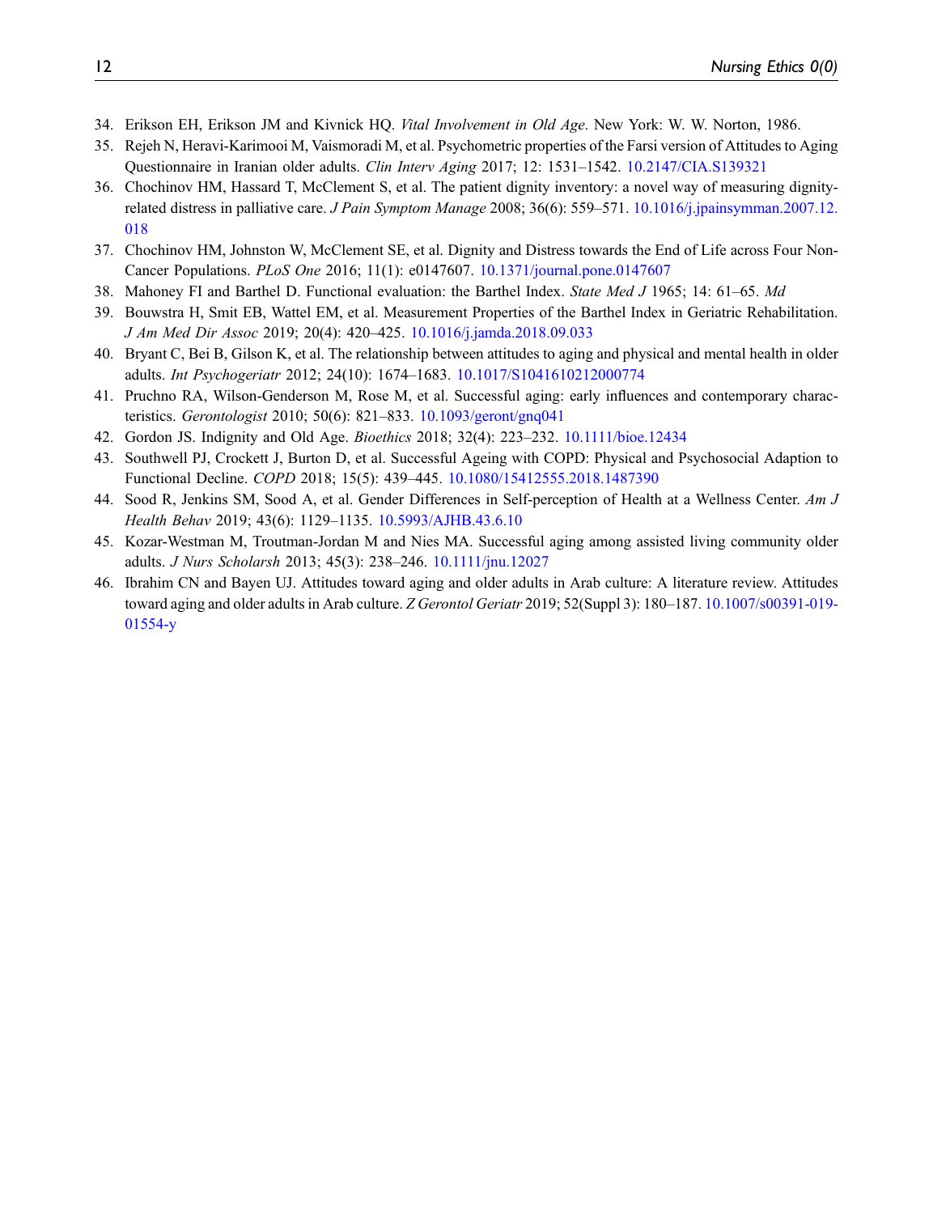34. Erikson EH, Erikson JM and Kivnick HQ. *Vital Involvement in Old Age*. New York: W. W. Norton, 1986.
35. Rejeh N, Heravi-Karimooi M, Vaismoradi M, et al. Psychometric properties of the Farsi version of Attitudes to Aging Questionnaire in Iranian older adults. *Clin Interv Aging* 2017; 12: 1531–1542. 10.2147/CIA.S139321
36. Chochinov HM, Hassard T, McClement S, et al. The patient dignity inventory: a novel way of measuring dignity-related distress in palliative care. *J Pain Symptom Manage* 2008; 36(6): 559–571. 10.1016/j.jpainsymman.2007.12.018
37. Chochinov HM, Johnston W, McClement SE, et al. Dignity and Distress towards the End of Life across Four Non-Cancer Populations. *PLoS One* 2016; 11(1): e0147607. 10.1371/journal.pone.0147607
38. Mahoney FI and Barthel D. Functional evaluation: the Barthel Index. *State Med J* 1965; 14: 61–65. *Md*
39. Bouwstra H, Smit EB, Wattel EM, et al. Measurement Properties of the Barthel Index in Geriatric Rehabilitation. *J Am Med Dir Assoc* 2019; 20(4): 420–425. 10.1016/j.jamda.2018.09.033
40. Bryant C, Bei B, Gilson K, et al. The relationship between attitudes to aging and physical and mental health in older adults. *Int Psychogeriatr* 2012; 24(10): 1674–1683. 10.1017/S1041610212000774
41. Pruchno RA, Wilson-Genderson M, Rose M, et al. Successful aging: early influences and contemporary characteristics. *Gerontologist* 2010; 50(6): 821–833. 10.1093/geront/gnq041
42. Gordon JS. Indignity and Old Age. *Bioethics* 2018; 32(4): 223–232. 10.1111/bioe.12434
43. Southwell PJ, Crockett J, Burton D, et al. Successful Ageing with COPD: Physical and Psychosocial Adaption to Functional Decline. *COPD* 2018; 15(5): 439–445. 10.1080/15412555.2018.1487390
44. Sood R, Jenkins SM, Sood A, et al. Gender Differences in Self-perception of Health at a Wellness Center. *Am J Health Behav* 2019; 43(6): 1129–1135. 10.5993/AJHB.43.6.10
45. Kozar-Westman M, Troutman-Jordan M and Nies MA. Successful aging among assisted living community older adults. *J Nurs Scholarsh* 2013; 45(3): 238–246. 10.1111/jnu.12027
46. Ibrahim CN and Bayen UJ. Attitudes toward aging and older adults in Arab culture: A literature review. Attitudes toward aging and older adults in Arab culture. *Z Gerontol Geriatr* 2019; 52(Suppl 3): 180–187. 10.1007/s00391-019-01554-y